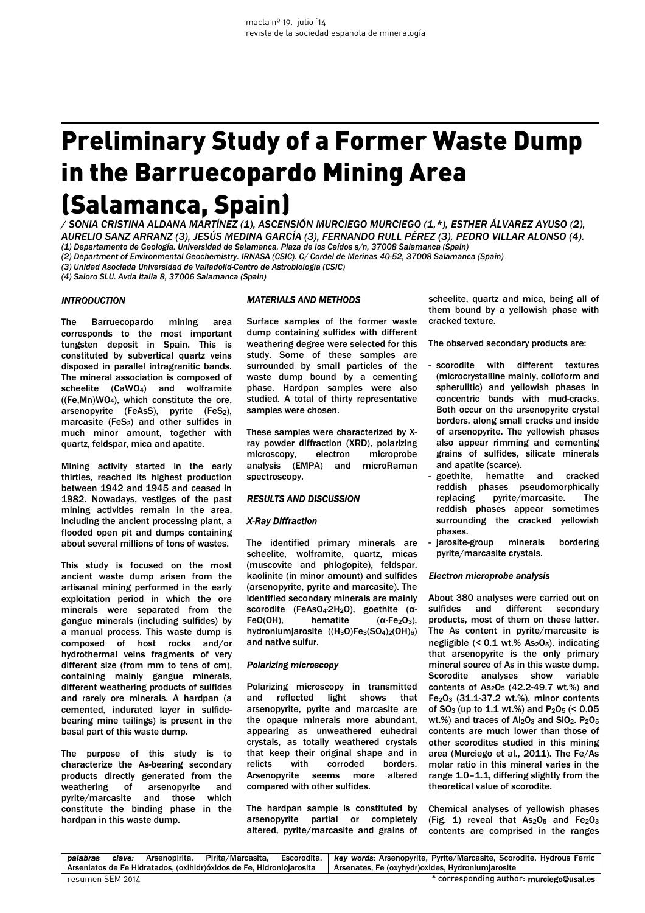# Preliminary Study of a Former Waste Dump in the Barruecopardo Mining Area (Salamanca, Spain)

*/ SONIA CRISTINA ALDANA MARTÍNEZ (1), ASCENSIÓN MURCIEGO MURCIEGO (1,\*), ESTHER ÁLVAREZ AYUSO (2), AURELIO SANZ ARRANZ (3), JESÚS MEDINA GARCÍA (3), FERNANDO RULL PÉREZ (3), PEDRO VILLAR ALONSO (4).*

*(1) Departamento de Geología. Universidad de Salamanca. Plaza de los Caídos s/n, 37008 Salamanca (Spain)*
*(2) Department of Environmental Geochemistry. IRNASA (CSIC). C/ Cordel de Merinas 40-52, 37008 Salamanca (Spain)*
*(3) Unidad Asociada Universidad de Valladolid-Centro de Astrobiología (CSIC)*
*(4) Saloro SLU. Avda Italia 8, 37006 Salamanca (Spain)*

### *INTRODUCTION*

The Barruecopardo mining area corresponds to the most important tungsten deposit in Spain. This is constituted by subvertical quartz veins disposed in parallel intragranitic bands. The mineral association is composed of scheelite ($CaWO_4$) and wolframite ($(Fe,Mn)WO_4$), which constitute the ore, arsenopyrite ($FeAsS$), pyrite ($FeS_2$), marcasite ($FeS_2$) and other sulfides in much minor amount, together with quartz, feldspar, mica and apatite.

Mining activity started in the early thirties, reached its highest production between 1942 and 1945 and ceased in 1982. Nowadays, vestiges of the past mining activities remain in the area, including the ancient processing plant, a flooded open pit and dumps containing about several millions of tons of wastes.

This study is focused on the most ancient waste dump arisen from the artisanal mining performed in the early exploitation period in which the ore minerals were separated from the gangue minerals (including sulfides) by a manual process. This waste dump is composed of host rocks and/or hydrothermal veins fragments of very different size (from mm to tens of cm), containing mainly gangue minerals, different weathering products of sulfides and rarely ore minerals. A hardpan (a cemented, indurated layer in sulfide-bearing mine tailings) is present in the basal part of this waste dump.

The purpose of this study is to characterize the As-bearing secondary products directly generated from the weathering of arsenopyrite and pyrite/marcasite and those which constitute the binding phase in the hardpan in this waste dump.

### *MATERIALS AND METHODS*

Surface samples of the former waste dump containing sulfides with different weathering degree were selected for this study. Some of these samples are surrounded by small particles of the waste dump bound by a cementing phase. Hardpan samples were also studied. A total of thirty representative samples were chosen.

These samples were characterized by X-ray powder diffraction (XRD), polarizing microscopy, electron microprobe analysis (EMPA) and microRaman spectroscopy.

### *RESULTS AND DISCUSSION*

#### *X-Ray Diffraction*

The identified primary minerals are scheelite, wolframite, quartz, micas (muscovite and phlogopite), feldspar, kaolinite (in minor amount) and sulfides (arsenopyrite, pyrite and marcasite). The identified secondary minerals are mainly scorodite ($FeAsO_4{\cdot}2H_2O$), goethite ($\alpha$-$FeO(OH)$), hematite ($\alpha$-$Fe_2O_3$), hydroniumjarosite ($(H_3O)Fe_3(SO_4)_2(OH)_6$) and native sulfur.

#### *Polarizing microscopy*

Polarizing microscopy in transmitted and reflected light shows that arsenopyrite, pyrite and marcasite are the opaque minerals more abundant, appearing as unweathered euhedral crystals, as totally weathered crystals that keep their original shape and in relicts with corroded borders. Arsenopyrite seems more altered compared with other sulfides.

The hardpan sample is constituted by arsenopyrite partial or completely altered, pyrite/marcasite and grains of scheelite, quartz and mica, being all of them bound by a yellowish phase with cracked texture.

The observed secondary products are:

- scorodite with different textures (microcrystalline mainly, colloform and spherulitic) and yellowish phases in concentric bands with mud-cracks. Both occur on the arsenopyrite crystal borders, along small cracks and inside of arsenopyrite. The yellowish phases also appear rimming and cementing grains of sulfides, silicate minerals and apatite (scarce).
- goethite, hematite and cracked reddish phases pseudomorphically replacing pyrite/marcasite. The reddish phases appear sometimes surrounding the cracked yellowish phases.
- jarosite-group minerals bordering pyrite/marcasite crystals.

#### *Electron microprobe analysis*

About 380 analyses were carried out on sulfides and different secondary products, most of them on these latter. The As content in pyrite/marcasite is negligible (< 0.1 wt.% $As_2O_5$), indicating that arsenopyrite is the only primary mineral source of As in this waste dump. Scorodite analyses show variable contents of $As_2O_5$ (42.2-49.7 wt.%) and $Fe_2O_3$ (31.1-37.2 wt.%), minor contents of $SO_3$ (up to 1.1 wt.%) and $P_2O_5$ (< 0.05 wt.%) and traces of $Al_2O_3$ and $SiO_2$. $P_2O_5$ contents are much lower than those of other scorodites studied in this mining area (Murciego et al., 2011). The Fe/As molar ratio in this mineral varies in the range 1.0–1.1, differing slightly from the theoretical value of scorodite.

Chemical analyses of yellowish phases (Fig. 1) reveal that $As_2O_5$ and $Fe_2O_3$ contents are comprised in the ranges

| *palabras clave:* Arsenopirita, Pirita/Marcasita, Escorodita, Arseniatos de Fe Hidratados, (oxihidr)óxidos de Fe, Hidroniojarosita | *key words:* Arsenopyrite, Pyrite/Marcasite, Scorodite, Hydrous Ferric Arsenates, Fe (oxyhydr)oxides, Hydroniumjarosite |
| --- | --- |

\* corresponding author: murciego@usal.es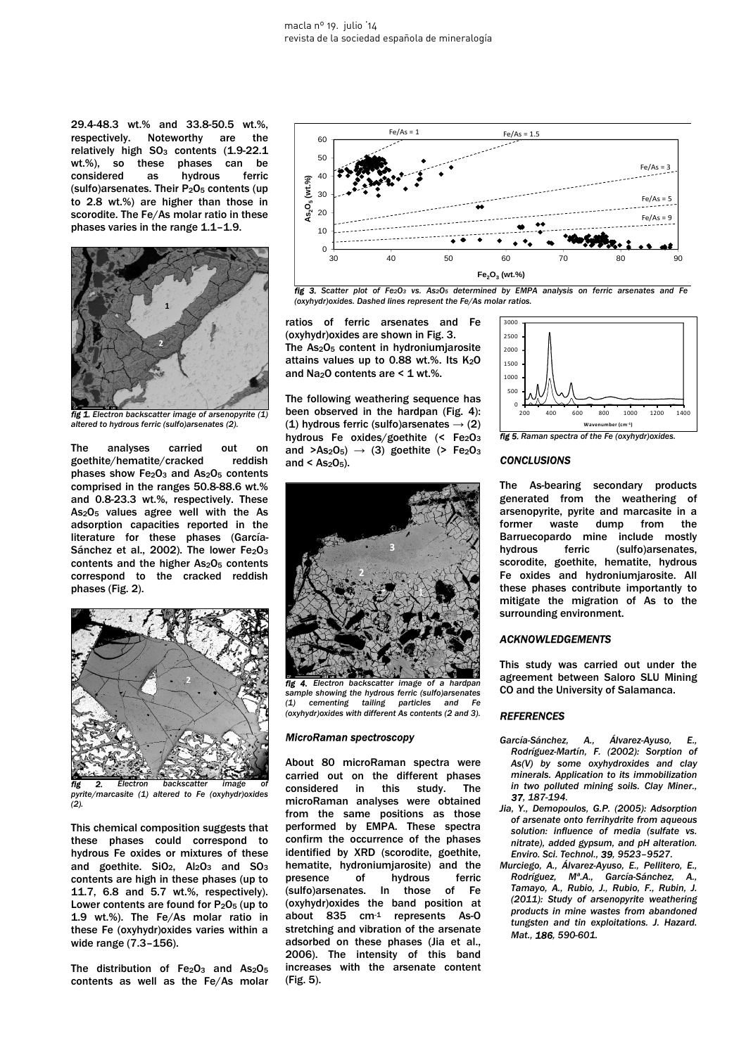29.4-48.3 wt.% and 33.8-50.5 wt.%, respectively. Noteworthy are the relatively high $SO_3$ contents (1.9-22.1 wt.%), so these phases can be considered as hydrous ferric (sulfo)arsenates. Their $P_2O_5$ contents (up to 2.8 wt.%) are higher than those in scorodite. The Fe/As molar ratio in these phases varies in the range 1.1–1.9.

1

2

*fig 1. Electron backscatter image of arsenopyrite (1) altered to hydrous ferric (sulfo)arsenates (2).*

The analyses carried out on goethite/hematite/cracked reddish phases show $Fe_2O_3$ and $As_2O_5$ contents comprised in the ranges 50.8-88.6 wt.% and 0.8-23.3 wt.%, respectively. These $As_2O_5$ values agree well with the As adsorption capacities reported in the literature for these phases (García-Sánchez et al., 2002). The lower $Fe_2O_3$ contents and the higher $As_2O_5$ contents correspond to the cracked reddish phases (Fig. 2).

1

2

*fig 2. Electron backscatter image of pyrite/marcasite (1) altered to Fe (oxyhydr)oxides (2).*

This chemical composition suggests that these phases could correspond to hydrous Fe oxides or mixtures of these and goethite. $SiO_2$, $Al_2O_3$ and $SO_3$ contents are high in these phases (up to 11.7, 6.8 and 5.7 wt.%, respectively). Lower contents are found for $P_2O_5$ (up to 1.9 wt.%). The Fe/As molar ratio in these Fe (oxyhydr)oxides varies within a wide range (7.3–156).

The distribution of $Fe_2O_3$ and $As_2O_5$ contents as well as the Fe/As molar

Fe/As = 1
Fe/As = 1.5
Fe/As = 3
Fe/As = 5
Fe/As = 9
$As_2O_5$ (wt.%)
0
10
20
30
40
50
60
30
40
50
60
70
80
90
$Fe_2O_3$ (wt.%)

*fig 3. Scatter plot of $Fe_2O_3$ vs. $As_2O_5$ determined by EMPA analysis on ferric arsenates and Fe (oxyhydr)oxides. Dashed lines represent the Fe/As molar ratios.*

ratios of ferric arsenates and Fe (oxyhydr)oxides are shown in Fig. 3.

The $As_2O_5$ content in hydroniumjarosite attains values up to 0.88 wt.%. Its $K_2O$ and $Na_2O$ contents are < 1 wt.%.

The following weathering sequence has been observed in the hardpan (Fig. 4): (1) hydrous ferric (sulfo)arsenates → (2) hydrous Fe oxides/goethite (< $Fe_2O_3$ and >$As_2O_5$) → (3) goethite (> $Fe_2O_3$ and < $As_2O_5$).

3

2

1

*fig 4. Electron backscatter image of a hardpan sample showing the hydrous ferric (sulfo)arsenates (1) cementing tailing particles and Fe (oxyhydr)oxides with different As contents (2 and 3).*

### *MicroRaman spectroscopy*

About 80 microRaman spectra were carried out on the different phases considered in this study. The microRaman analyses were obtained from the same positions as those performed by EMPA. These spectra confirm the occurrence of the phases identified by XRD (scorodite, goethite, hematite, hydroniumjarosite) and the presence of hydrous ferric (sulfo)arsenates. In those of Fe (oxyhydr)oxides the band position at about 835 $cm^{-1}$ represents As-O stretching and vibration of the arsenate adsorbed on these phases (Jia et al., 2006). The intensity of this band increases with the arsenate content (Fig. 5).

0
500
1000
1500
2000
2500
3000
200
400
600
800
1000
1200
1400
Wavenumber ($cm^{-1}$)

*fig 5. Raman spectra of the Fe (oxyhydr)oxides.*

### *CONCLUSIONS*

The As-bearing secondary products generated from the weathering of arsenopyrite, pyrite and marcasite in a former waste dump from the Barruecopardo mine include mostly hydrous ferric (sulfo)arsenates, scorodite, goethite, hematite, hydrous Fe oxides and hydroniumjarosite. All these phases contribute importantly to mitigate the migration of As to the surrounding environment.

### *ACKNOWLEDGEMENTS*

This study was carried out under the agreement between Saloro SLU Mining CO and the University of Salamanca.

### *REFERENCES*

*García-Sánchez, A., Álvarez-Ayuso, E., Rodríguez-Martín, F. (2002): Sorption of As(V) by some oxyhydroxides and clay minerals. Application to its immobilization in two polluted mining soils. Clay Miner., **37**, 187-194.*

*Jia, Y., Demopoulos, G.P. (2005): Adsorption of arsenate onto ferrihydrite from aqueous solution: influence of media (sulfate vs. nitrate), added gypsum, and pH alteration. Enviro. Sci. Technol., **39**, 9523–9527.*

*Murciego, A., Álvarez-Ayuso, E., Pellitero, E., Rodríguez, Mª.A., García-Sánchez, A., Tamayo, A., Rubio, J., Rubio, F., Rubin, J. (2011): Study of arsenopyrite weathering products in mine wastes from abandoned tungsten and tin exploitations. J. Hazard. Mat., **186**, 590-601.*